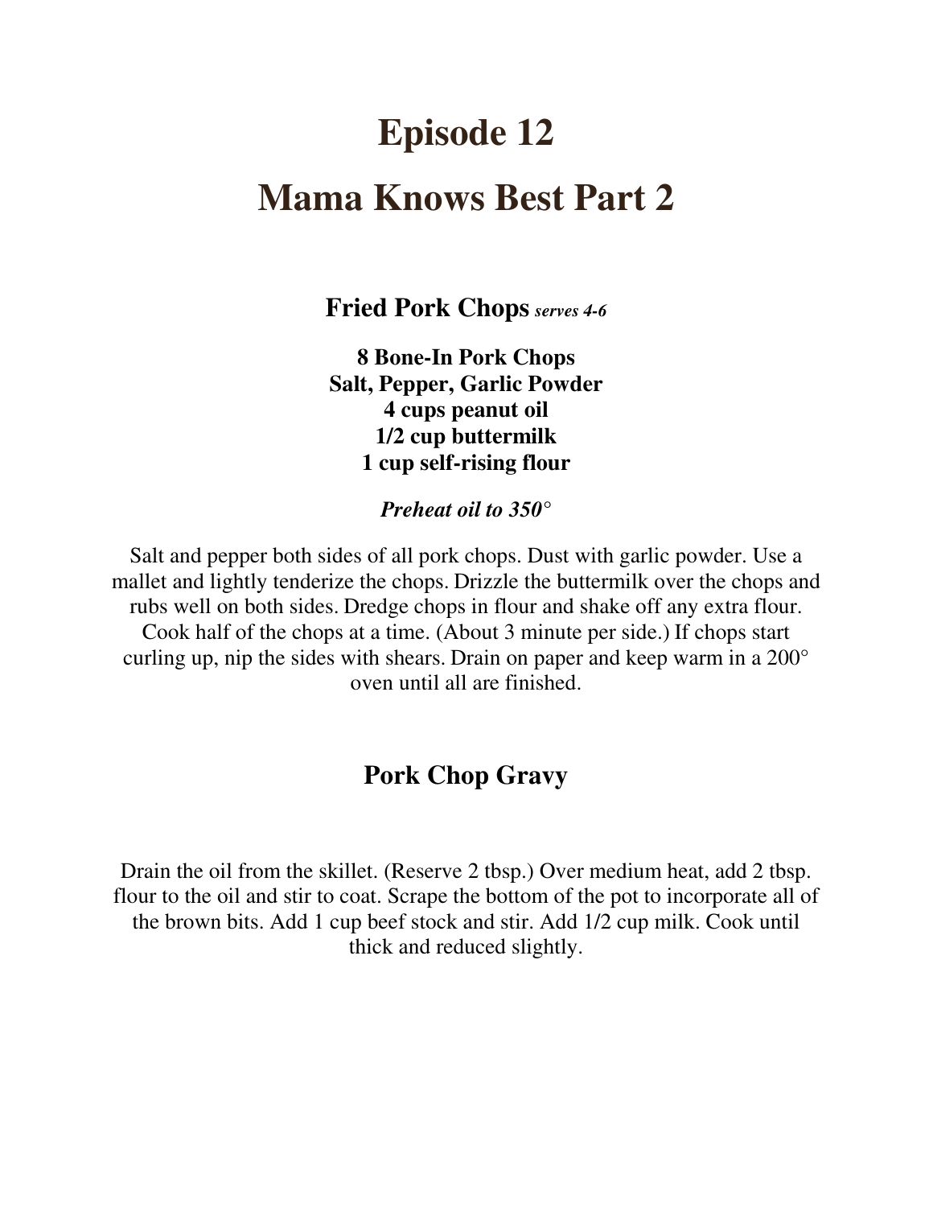# Episode 12

# Mama Knows Best Part 2

## Fried Pork Chops *serves 4-6*

**8 Bone-In Pork Chops**
**Salt, Pepper, Garlic Powder**
**4 cups peanut oil**
**1/2 cup buttermilk**
**1 cup self-rising flour**

***Preheat oil to 350°***

Salt and pepper both sides of all pork chops. Dust with garlic powder. Use a mallet and lightly tenderize the chops. Drizzle the buttermilk over the chops and rubs well on both sides. Dredge chops in flour and shake off any extra flour. Cook half of the chops at a time. (About 3 minute per side.) If chops start curling up, nip the sides with shears. Drain on paper and keep warm in a 200° oven until all are finished.

## Pork Chop Gravy

Drain the oil from the skillet. (Reserve 2 tbsp.) Over medium heat, add 2 tbsp. flour to the oil and stir to coat. Scrape the bottom of the pot to incorporate all of the brown bits. Add 1 cup beef stock and stir. Add 1/2 cup milk. Cook until thick and reduced slightly.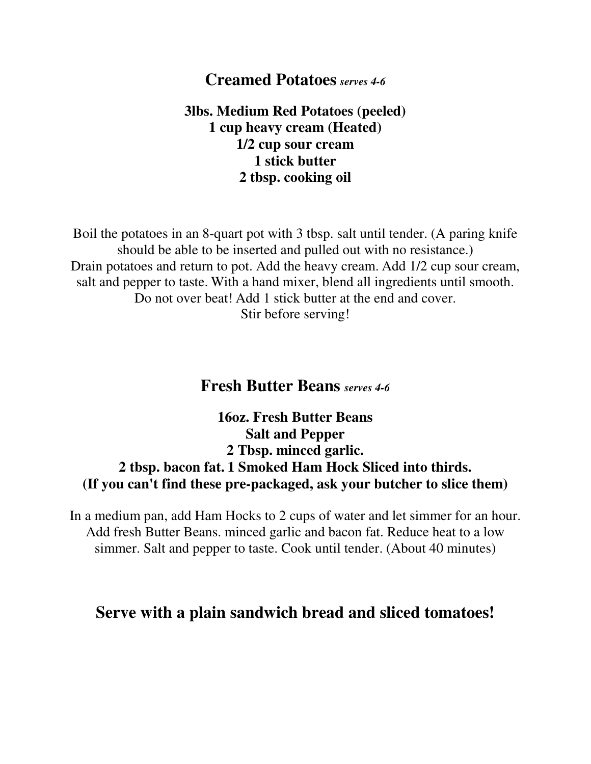## Creamed Potatoes *serves 4-6*

**3lbs. Medium Red Potatoes (peeled)**
**1 cup heavy cream (Heated)**
**1/2 cup sour cream**
**1 stick butter**
**2 tbsp. cooking oil**

Boil the potatoes in an 8-quart pot with 3 tbsp. salt until tender. (A paring knife should be able to be inserted and pulled out with no resistance.)
Drain potatoes and return to pot. Add the heavy cream. Add 1/2 cup sour cream, salt and pepper to taste. With a hand mixer, blend all ingredients until smooth. Do not over beat! Add 1 stick butter at the end and cover.
Stir before serving!

## Fresh Butter Beans *serves 4-6*

**16oz. Fresh Butter Beans**
**Salt and Pepper**
**2 Tbsp. minced garlic.**
**2 tbsp. bacon fat. 1 Smoked Ham Hock Sliced into thirds.**
**(If you can't find these pre-packaged, ask your butcher to slice them)**

In a medium pan, add Ham Hocks to 2 cups of water and let simmer for an hour. Add fresh Butter Beans. minced garlic and bacon fat. Reduce heat to a low simmer. Salt and pepper to taste. Cook until tender. (About 40 minutes)

## Serve with a plain sandwich bread and sliced tomatoes!